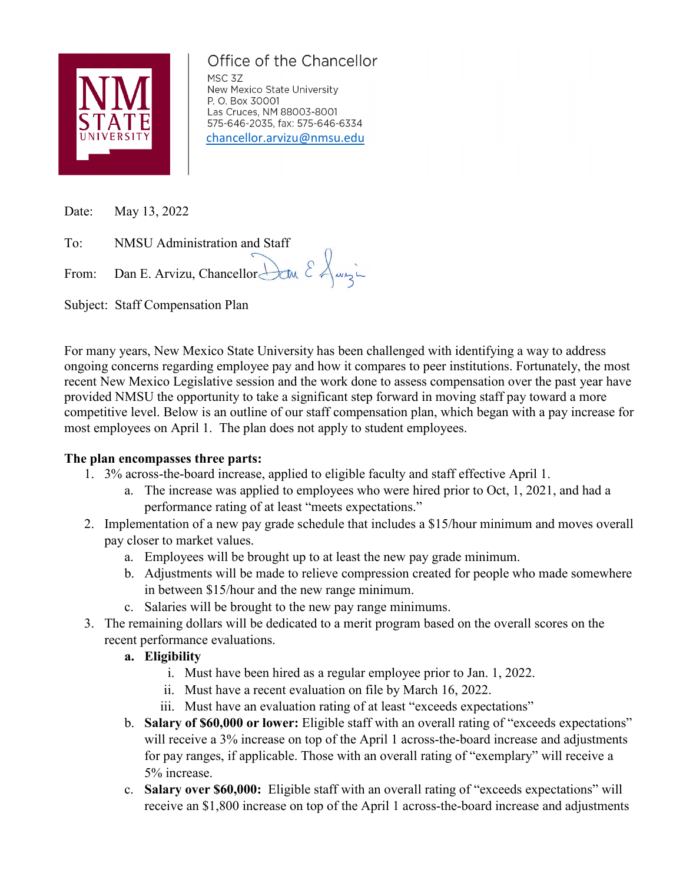Office of the Chancellor
MSC 3Z
New Mexico State University
P. O. Box 30001
Las Cruces, NM 88003-8001
575-646-2035, fax: 575-646-6334
chancellor.arvizu@nmsu.edu

Date: May 13, 2022

To: NMSU Administration and Staff

From: Dan E. Arvizu, Chancellor

Subject: Staff Compensation Plan

For many years, New Mexico State University has been challenged with identifying a way to address ongoing concerns regarding employee pay and how it compares to peer institutions. Fortunately, the most recent New Mexico Legislative session and the work done to assess compensation over the past year have provided NMSU the opportunity to take a significant step forward in moving staff pay toward a more competitive level. Below is an outline of our staff compensation plan, which began with a pay increase for most employees on April 1. The plan does not apply to student employees.

**The plan encompasses three parts:**

1. 3% across-the-board increase, applied to eligible faculty and staff effective April 1.
    a. The increase was applied to employees who were hired prior to Oct, 1, 2021, and had a performance rating of at least "meets expectations."
2. Implementation of a new pay grade schedule that includes a $15/hour minimum and moves overall pay closer to market values.
    a. Employees will be brought up to at least the new pay grade minimum.
    b. Adjustments will be made to relieve compression created for people who made somewhere in between $15/hour and the new range minimum.
    c. Salaries will be brought to the new pay range minimums.
3. The remaining dollars will be dedicated to a merit program based on the overall scores on the recent performance evaluations.
    a. **Eligibility**
        i. Must have been hired as a regular employee prior to Jan. 1, 2022.
        ii. Must have a recent evaluation on file by March 16, 2022.
        iii. Must have an evaluation rating of at least "exceeds expectations"
    b. **Salary of $60,000 or lower:** Eligible staff with an overall rating of "exceeds expectations" will receive a 3% increase on top of the April 1 across-the-board increase and adjustments for pay ranges, if applicable. Those with an overall rating of "exemplary" will receive a 5% increase.
    c. **Salary over $60,000:** Eligible staff with an overall rating of "exceeds expectations" will receive an $1,800 increase on top of the April 1 across-the-board increase and adjustments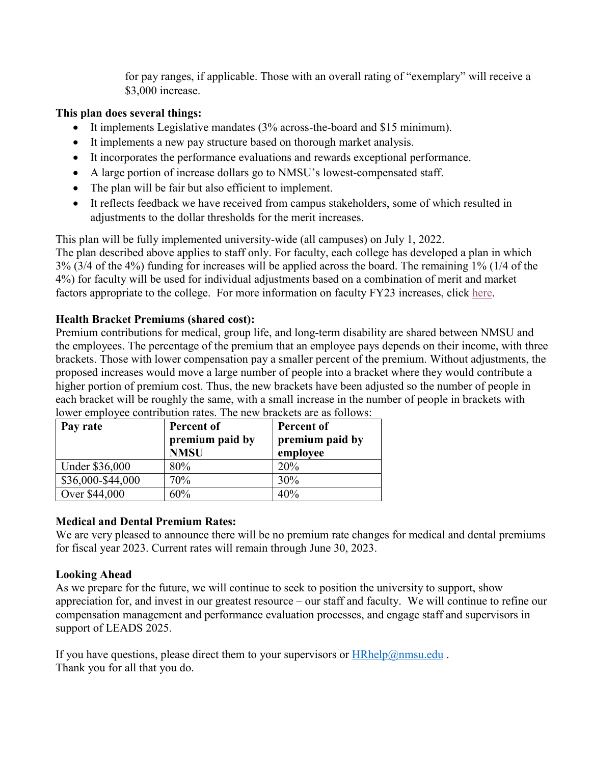for pay ranges, if applicable. Those with an overall rating of "exemplary" will receive a $3,000 increase.

**This plan does several things:**

- It implements Legislative mandates (3% across-the-board and $15 minimum).
- It implements a new pay structure based on thorough market analysis.
- It incorporates the performance evaluations and rewards exceptional performance.
- A large portion of increase dollars go to NMSU's lowest-compensated staff.
- The plan will be fair but also efficient to implement.
- It reflects feedback we have received from campus stakeholders, some of which resulted in adjustments to the dollar thresholds for the merit increases.

This plan will be fully implemented university-wide (all campuses) on July 1, 2022.
The plan described above applies to staff only. For faculty, each college has developed a plan in which 3% (3/4 of the 4%) funding for increases will be applied across the board. The remaining 1% (1/4 of the 4%) for faculty will be used for individual adjustments based on a combination of merit and market factors appropriate to the college. For more information on faculty FY23 increases, click here.

**Health Bracket Premiums (shared cost):**

Premium contributions for medical, group life, and long-term disability are shared between NMSU and the employees. The percentage of the premium that an employee pays depends on their income, with three brackets. Those with lower compensation pay a smaller percent of the premium. Without adjustments, the proposed increases would move a large number of people into a bracket where they would contribute a higher portion of premium cost. Thus, the new brackets have been adjusted so the number of people in each bracket will be roughly the same, with a small increase in the number of people in brackets with lower employee contribution rates. The new brackets are as follows:

| Pay rate | Percent of premium paid by NMSU | Percent of premium paid by employee |
|---|---|---|
| Under $36,000 | 80% | 20% |
| $36,000-$44,000 | 70% | 30% |
| Over $44,000 | 60% | 40% |

**Medical and Dental Premium Rates:**

We are very pleased to announce there will be no premium rate changes for medical and dental premiums for fiscal year 2023. Current rates will remain through June 30, 2023.

**Looking Ahead**

As we prepare for the future, we will continue to seek to position the university to support, show appreciation for, and invest in our greatest resource – our staff and faculty. We will continue to refine our compensation management and performance evaluation processes, and engage staff and supervisors in support of LEADS 2025.

If you have questions, please direct them to your supervisors or HRhelp@nmsu.edu .
Thank you for all that you do.